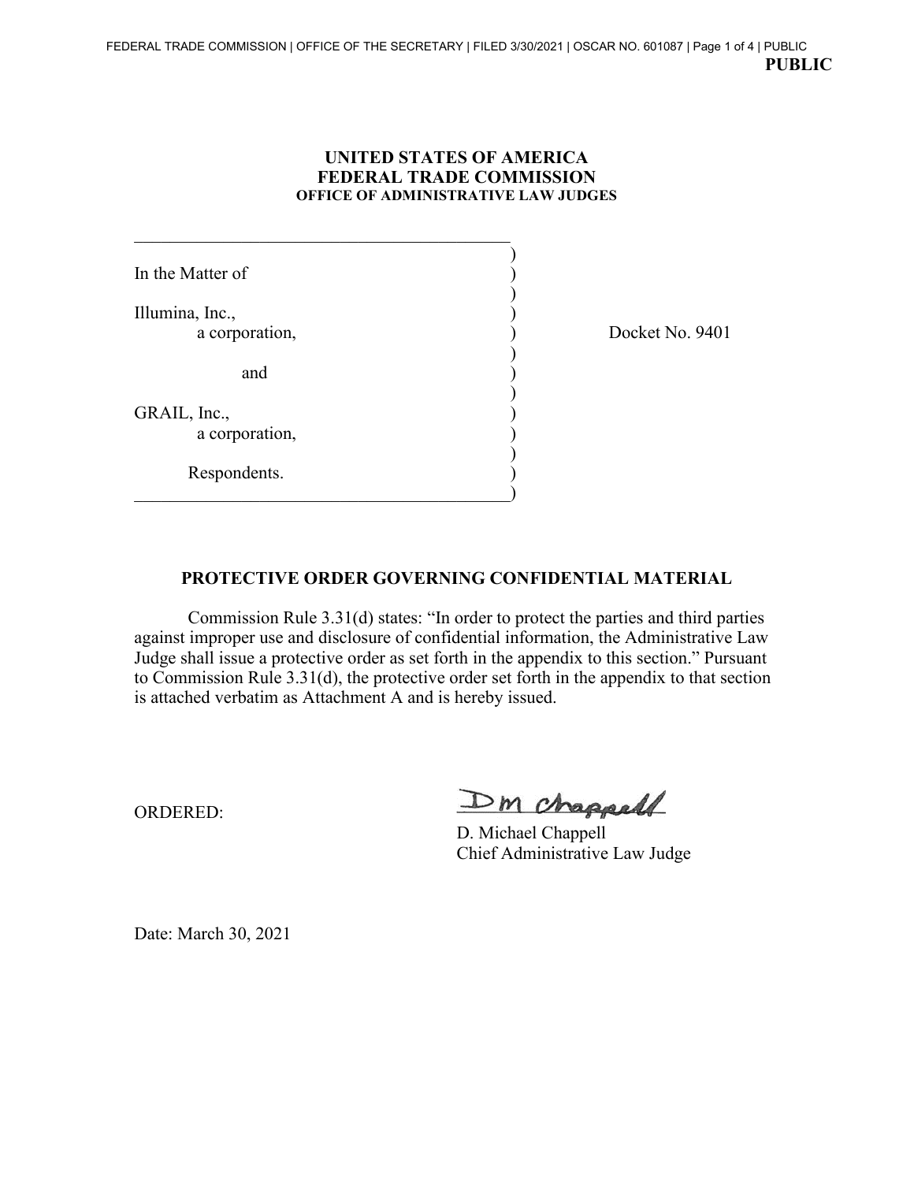**PUBLIC**

**UNITED STATES OF AMERICA**
**FEDERAL TRADE COMMISSION**
**OFFICE OF ADMINISTRATIVE LAW JUDGES**

| | | |
|---|---|---|
| In the Matter of | ) | |
| | ) | |
| Illumina, Inc., | ) | |
| a corporation, | ) | Docket No. 9401 |
| | ) | |
| and | ) | |
| | ) | |
| GRAIL, Inc., | ) | |
| a corporation, | ) | |
| | ) | |
| Respondents. | ) | |

**PROTECTIVE ORDER GOVERNING CONFIDENTIAL MATERIAL**

Commission Rule 3.31(d) states: "In order to protect the parties and third parties against improper use and disclosure of confidential information, the Administrative Law Judge shall issue a protective order as set forth in the appendix to this section." Pursuant to Commission Rule 3.31(d), the protective order set forth in the appendix to that section is attached verbatim as Attachment A and is hereby issued.

ORDERED:

DM Chappell
D. Michael Chappell
Chief Administrative Law Judge

Date: March 30, 2021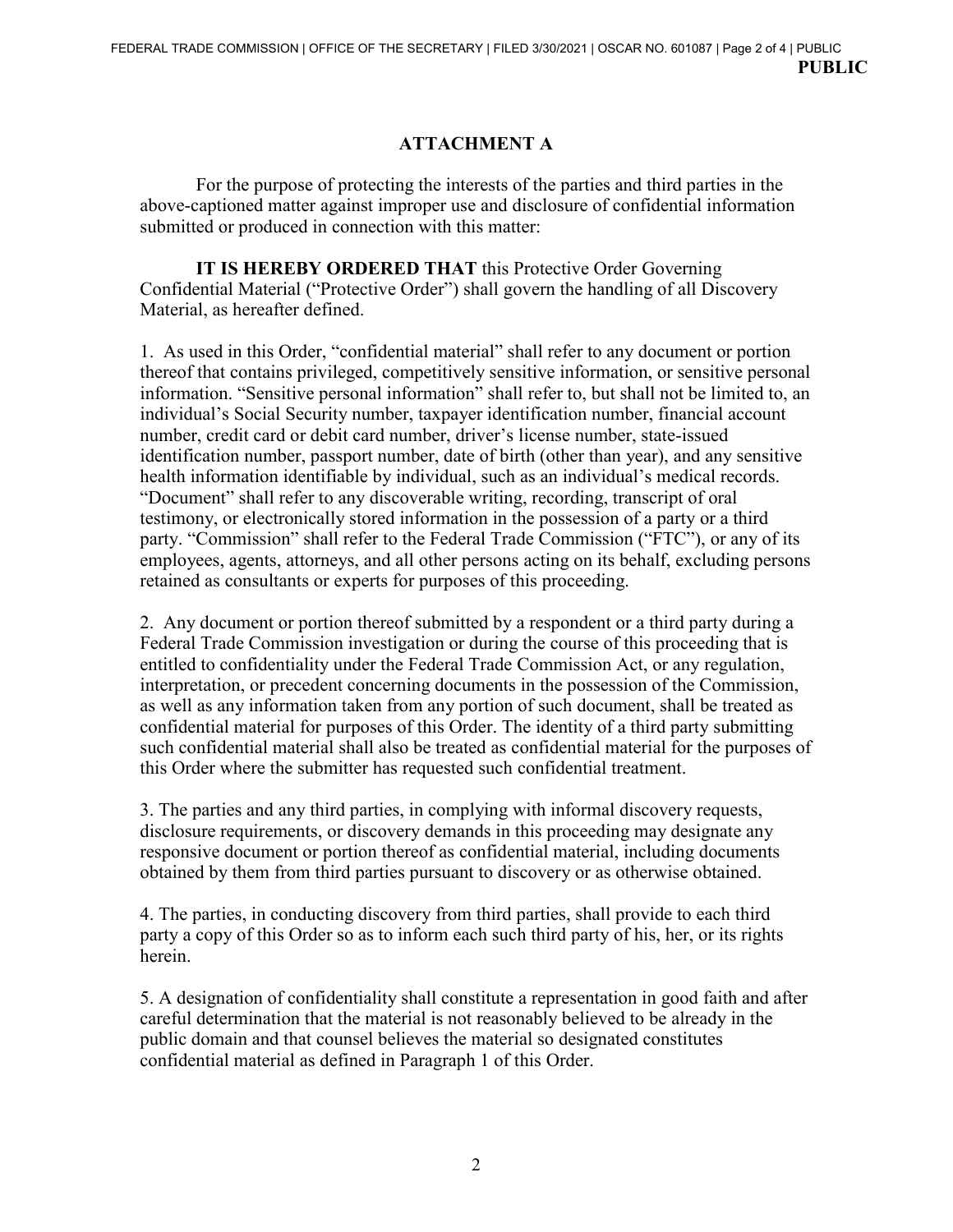## ATTACHMENT A

For the purpose of protecting the interests of the parties and third parties in the above-captioned matter against improper use and disclosure of confidential information submitted or produced in connection with this matter:

**IT IS HEREBY ORDERED THAT** this Protective Order Governing Confidential Material ("Protective Order") shall govern the handling of all Discovery Material, as hereafter defined.

1. As used in this Order, "confidential material" shall refer to any document or portion thereof that contains privileged, competitively sensitive information, or sensitive personal information. "Sensitive personal information" shall refer to, but shall not be limited to, an individual's Social Security number, taxpayer identification number, financial account number, credit card or debit card number, driver's license number, state-issued identification number, passport number, date of birth (other than year), and any sensitive health information identifiable by individual, such as an individual's medical records. "Document" shall refer to any discoverable writing, recording, transcript of oral testimony, or electronically stored information in the possession of a party or a third party. "Commission" shall refer to the Federal Trade Commission ("FTC"), or any of its employees, agents, attorneys, and all other persons acting on its behalf, excluding persons retained as consultants or experts for purposes of this proceeding.

2. Any document or portion thereof submitted by a respondent or a third party during a Federal Trade Commission investigation or during the course of this proceeding that is entitled to confidentiality under the Federal Trade Commission Act, or any regulation, interpretation, or precedent concerning documents in the possession of the Commission, as well as any information taken from any portion of such document, shall be treated as confidential material for purposes of this Order. The identity of a third party submitting such confidential material shall also be treated as confidential material for the purposes of this Order where the submitter has requested such confidential treatment.

3. The parties and any third parties, in complying with informal discovery requests, disclosure requirements, or discovery demands in this proceeding may designate any responsive document or portion thereof as confidential material, including documents obtained by them from third parties pursuant to discovery or as otherwise obtained.

4. The parties, in conducting discovery from third parties, shall provide to each third party a copy of this Order so as to inform each such third party of his, her, or its rights herein.

5. A designation of confidentiality shall constitute a representation in good faith and after careful determination that the material is not reasonably believed to be already in the public domain and that counsel believes the material so designated constitutes confidential material as defined in Paragraph 1 of this Order.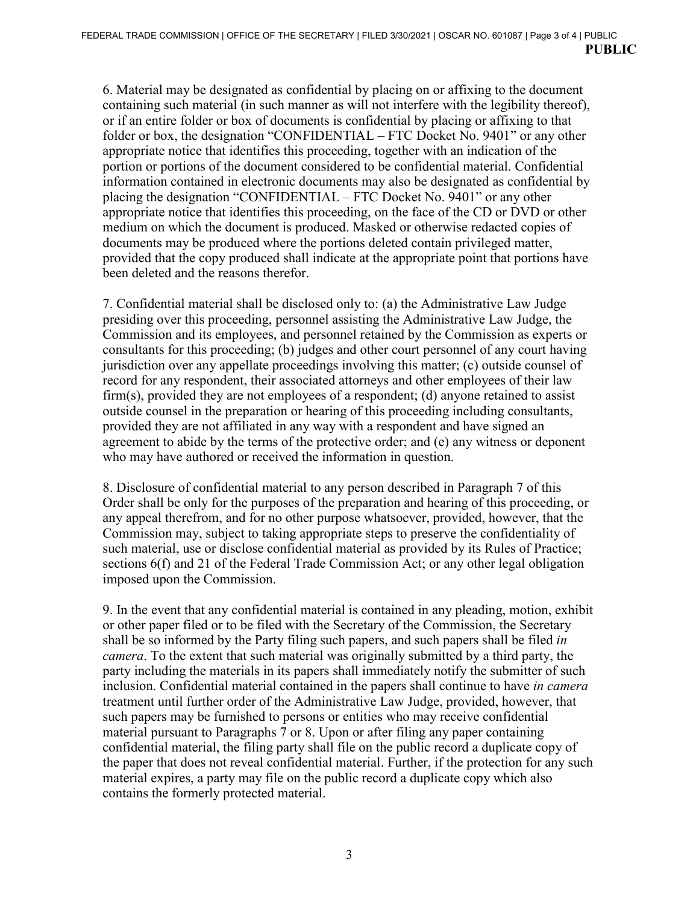6. Material may be designated as confidential by placing on or affixing to the document containing such material (in such manner as will not interfere with the legibility thereof), or if an entire folder or box of documents is confidential by placing or affixing to that folder or box, the designation "CONFIDENTIAL – FTC Docket No. 9401" or any other appropriate notice that identifies this proceeding, together with an indication of the portion or portions of the document considered to be confidential material. Confidential information contained in electronic documents may also be designated as confidential by placing the designation "CONFIDENTIAL – FTC Docket No. 9401" or any other appropriate notice that identifies this proceeding, on the face of the CD or DVD or other medium on which the document is produced. Masked or otherwise redacted copies of documents may be produced where the portions deleted contain privileged matter, provided that the copy produced shall indicate at the appropriate point that portions have been deleted and the reasons therefor.

7. Confidential material shall be disclosed only to: (a) the Administrative Law Judge presiding over this proceeding, personnel assisting the Administrative Law Judge, the Commission and its employees, and personnel retained by the Commission as experts or consultants for this proceeding; (b) judges and other court personnel of any court having jurisdiction over any appellate proceedings involving this matter; (c) outside counsel of record for any respondent, their associated attorneys and other employees of their law firm(s), provided they are not employees of a respondent; (d) anyone retained to assist outside counsel in the preparation or hearing of this proceeding including consultants, provided they are not affiliated in any way with a respondent and have signed an agreement to abide by the terms of the protective order; and (e) any witness or deponent who may have authored or received the information in question.

8. Disclosure of confidential material to any person described in Paragraph 7 of this Order shall be only for the purposes of the preparation and hearing of this proceeding, or any appeal therefrom, and for no other purpose whatsoever, provided, however, that the Commission may, subject to taking appropriate steps to preserve the confidentiality of such material, use or disclose confidential material as provided by its Rules of Practice; sections 6(f) and 21 of the Federal Trade Commission Act; or any other legal obligation imposed upon the Commission.

9. In the event that any confidential material is contained in any pleading, motion, exhibit or other paper filed or to be filed with the Secretary of the Commission, the Secretary shall be so informed by the Party filing such papers, and such papers shall be filed *in camera*. To the extent that such material was originally submitted by a third party, the party including the materials in its papers shall immediately notify the submitter of such inclusion. Confidential material contained in the papers shall continue to have *in camera* treatment until further order of the Administrative Law Judge, provided, however, that such papers may be furnished to persons or entities who may receive confidential material pursuant to Paragraphs 7 or 8. Upon or after filing any paper containing confidential material, the filing party shall file on the public record a duplicate copy of the paper that does not reveal confidential material. Further, if the protection for any such material expires, a party may file on the public record a duplicate copy which also contains the formerly protected material.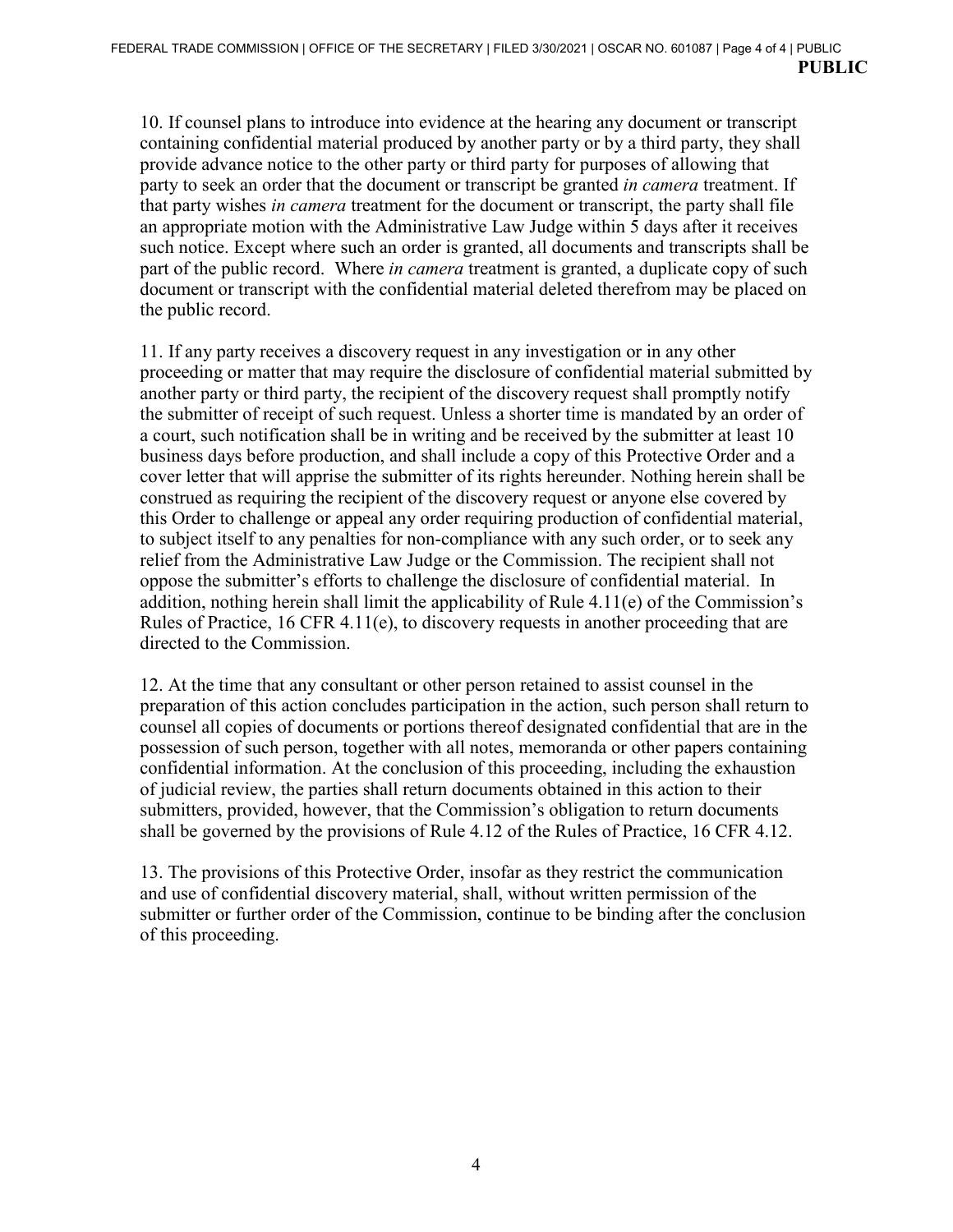10. If counsel plans to introduce into evidence at the hearing any document or transcript containing confidential material produced by another party or by a third party, they shall provide advance notice to the other party or third party for purposes of allowing that party to seek an order that the document or transcript be granted *in camera* treatment. If that party wishes *in camera* treatment for the document or transcript, the party shall file an appropriate motion with the Administrative Law Judge within 5 days after it receives such notice. Except where such an order is granted, all documents and transcripts shall be part of the public record. Where *in camera* treatment is granted, a duplicate copy of such document or transcript with the confidential material deleted therefrom may be placed on the public record.

11. If any party receives a discovery request in any investigation or in any other proceeding or matter that may require the disclosure of confidential material submitted by another party or third party, the recipient of the discovery request shall promptly notify the submitter of receipt of such request. Unless a shorter time is mandated by an order of a court, such notification shall be in writing and be received by the submitter at least 10 business days before production, and shall include a copy of this Protective Order and a cover letter that will apprise the submitter of its rights hereunder. Nothing herein shall be construed as requiring the recipient of the discovery request or anyone else covered by this Order to challenge or appeal any order requiring production of confidential material, to subject itself to any penalties for non-compliance with any such order, or to seek any relief from the Administrative Law Judge or the Commission. The recipient shall not oppose the submitter's efforts to challenge the disclosure of confidential material. In addition, nothing herein shall limit the applicability of Rule 4.11(e) of the Commission's Rules of Practice, 16 CFR 4.11(e), to discovery requests in another proceeding that are directed to the Commission.

12. At the time that any consultant or other person retained to assist counsel in the preparation of this action concludes participation in the action, such person shall return to counsel all copies of documents or portions thereof designated confidential that are in the possession of such person, together with all notes, memoranda or other papers containing confidential information. At the conclusion of this proceeding, including the exhaustion of judicial review, the parties shall return documents obtained in this action to their submitters, provided, however, that the Commission's obligation to return documents shall be governed by the provisions of Rule 4.12 of the Rules of Practice, 16 CFR 4.12.

13. The provisions of this Protective Order, insofar as they restrict the communication and use of confidential discovery material, shall, without written permission of the submitter or further order of the Commission, continue to be binding after the conclusion of this proceeding.